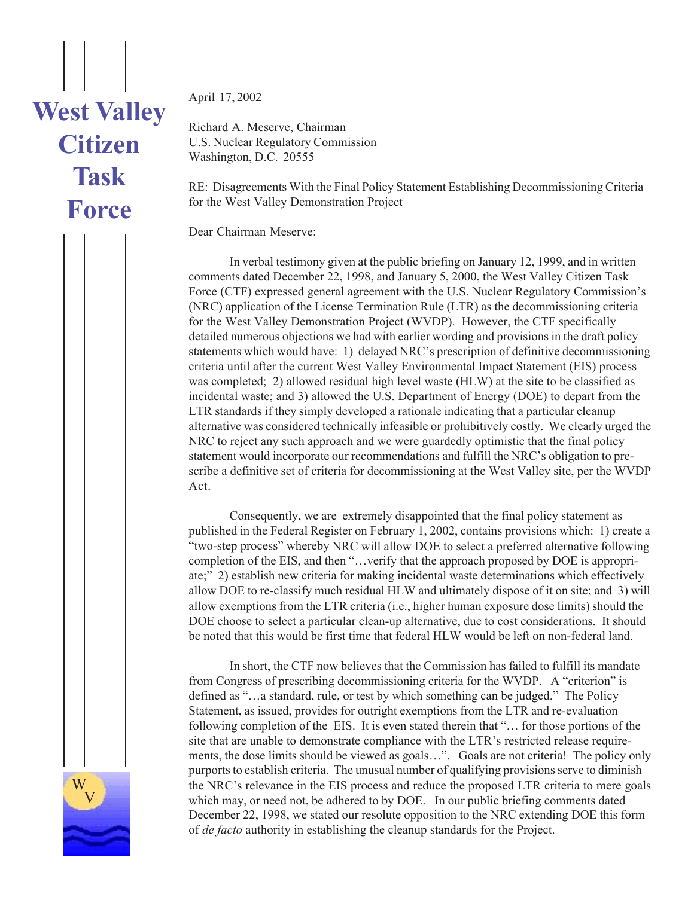# West Valley Citizen Task Force

April 17, 2002

Richard A. Meserve, Chairman
U.S. Nuclear Regulatory Commission
Washington, D.C. 20555

RE: Disagreements With the Final Policy Statement Establishing Decommissioning Criteria for the West Valley Demonstration Project

Dear Chairman Meserve:

In verbal testimony given at the public briefing on January 12, 1999, and in written comments dated December 22, 1998, and January 5, 2000, the West Valley Citizen Task Force (CTF) expressed general agreement with the U.S. Nuclear Regulatory Commission's (NRC) application of the License Termination Rule (LTR) as the decommissioning criteria for the West Valley Demonstration Project (WVDP). However, the CTF specifically detailed numerous objections we had with earlier wording and provisions in the draft policy statements which would have: 1) delayed NRC's prescription of definitive decommissioning criteria until after the current West Valley Environmental Impact Statement (EIS) process was completed; 2) allowed residual high level waste (HLW) at the site to be classified as incidental waste; and 3) allowed the U.S. Department of Energy (DOE) to depart from the LTR standards if they simply developed a rationale indicating that a particular cleanup alternative was considered technically infeasible or prohibitively costly. We clearly urged the NRC to reject any such approach and we were guardedly optimistic that the final policy statement would incorporate our recommendations and fulfill the NRC's obligation to prescribe a definitive set of criteria for decommissioning at the West Valley site, per the WVDP Act.

Consequently, we are extremely disappointed that the final policy statement as published in the Federal Register on February 1, 2002, contains provisions which: 1) create a "two-step process" whereby NRC will allow DOE to select a preferred alternative following completion of the EIS, and then "…verify that the approach proposed by DOE is appropriate;" 2) establish new criteria for making incidental waste determinations which effectively allow DOE to re-classify much residual HLW and ultimately dispose of it on site; and 3) will allow exemptions from the LTR criteria (i.e., higher human exposure dose limits) should the DOE choose to select a particular clean-up alternative, due to cost considerations. It should be noted that this would be first time that federal HLW would be left on non-federal land.

In short, the CTF now believes that the Commission has failed to fulfill its mandate from Congress of prescribing decommissioning criteria for the WVDP. A "criterion" is defined as "…a standard, rule, or test by which something can be judged." The Policy Statement, as issued, provides for outright exemptions from the LTR and re-evaluation following completion of the EIS. It is even stated therein that "… for those portions of the site that are unable to demonstrate compliance with the LTR's restricted release requirements, the dose limits should be viewed as goals…". Goals are not criteria! The policy only purports to establish criteria. The unusual number of qualifying provisions serve to diminish the NRC's relevance in the EIS process and reduce the proposed LTR criteria to mere goals which may, or need not, be adhered to by DOE. In our public briefing comments dated December 22, 1998, we stated our resolute opposition to the NRC extending DOE this form of *de facto* authority in establishing the cleanup standards for the Project.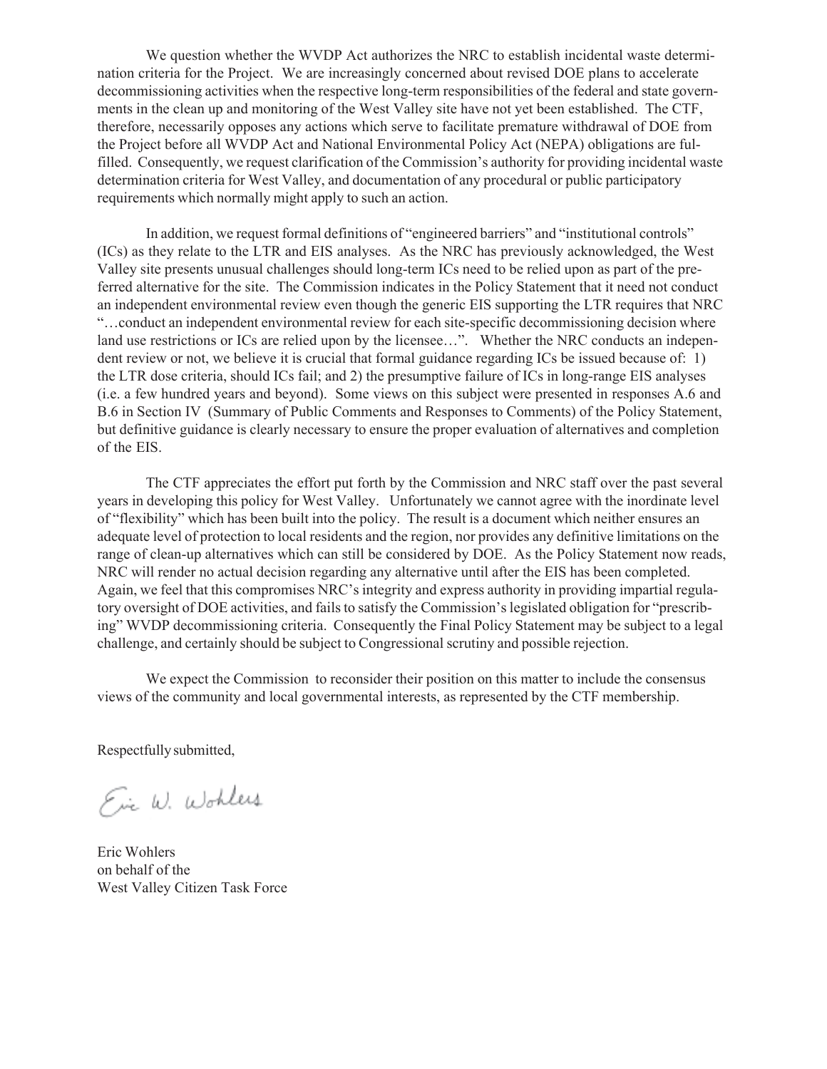We question whether the WVDP Act authorizes the NRC to establish incidental waste determination criteria for the Project. We are increasingly concerned about revised DOE plans to accelerate decommissioning activities when the respective long-term responsibilities of the federal and state governments in the clean up and monitoring of the West Valley site have not yet been established. The CTF, therefore, necessarily opposes any actions which serve to facilitate premature withdrawal of DOE from the Project before all WVDP Act and National Environmental Policy Act (NEPA) obligations are fulfilled. Consequently, we request clarification of the Commission's authority for providing incidental waste determination criteria for West Valley, and documentation of any procedural or public participatory requirements which normally might apply to such an action.

In addition, we request formal definitions of "engineered barriers" and "institutional controls" (ICs) as they relate to the LTR and EIS analyses. As the NRC has previously acknowledged, the West Valley site presents unusual challenges should long-term ICs need to be relied upon as part of the preferred alternative for the site. The Commission indicates in the Policy Statement that it need not conduct an independent environmental review even though the generic EIS supporting the LTR requires that NRC "…conduct an independent environmental review for each site-specific decommissioning decision where land use restrictions or ICs are relied upon by the licensee…". Whether the NRC conducts an independent review or not, we believe it is crucial that formal guidance regarding ICs be issued because of: 1) the LTR dose criteria, should ICs fail; and 2) the presumptive failure of ICs in long-range EIS analyses (i.e. a few hundred years and beyond). Some views on this subject were presented in responses A.6 and B.6 in Section IV (Summary of Public Comments and Responses to Comments) of the Policy Statement, but definitive guidance is clearly necessary to ensure the proper evaluation of alternatives and completion of the EIS.

The CTF appreciates the effort put forth by the Commission and NRC staff over the past several years in developing this policy for West Valley. Unfortunately we cannot agree with the inordinate level of "flexibility" which has been built into the policy. The result is a document which neither ensures an adequate level of protection to local residents and the region, nor provides any definitive limitations on the range of clean-up alternatives which can still be considered by DOE. As the Policy Statement now reads, NRC will render no actual decision regarding any alternative until after the EIS has been completed. Again, we feel that this compromises NRC's integrity and express authority in providing impartial regulatory oversight of DOE activities, and fails to satisfy the Commission's legislated obligation for "prescribing" WVDP decommissioning criteria. Consequently the Final Policy Statement may be subject to a legal challenge, and certainly should be subject to Congressional scrutiny and possible rejection.

We expect the Commission to reconsider their position on this matter to include the consensus views of the community and local governmental interests, as represented by the CTF membership.

Respectfully submitted,

Eric W. Wohlers

Eric Wohlers
on behalf of the
West Valley Citizen Task Force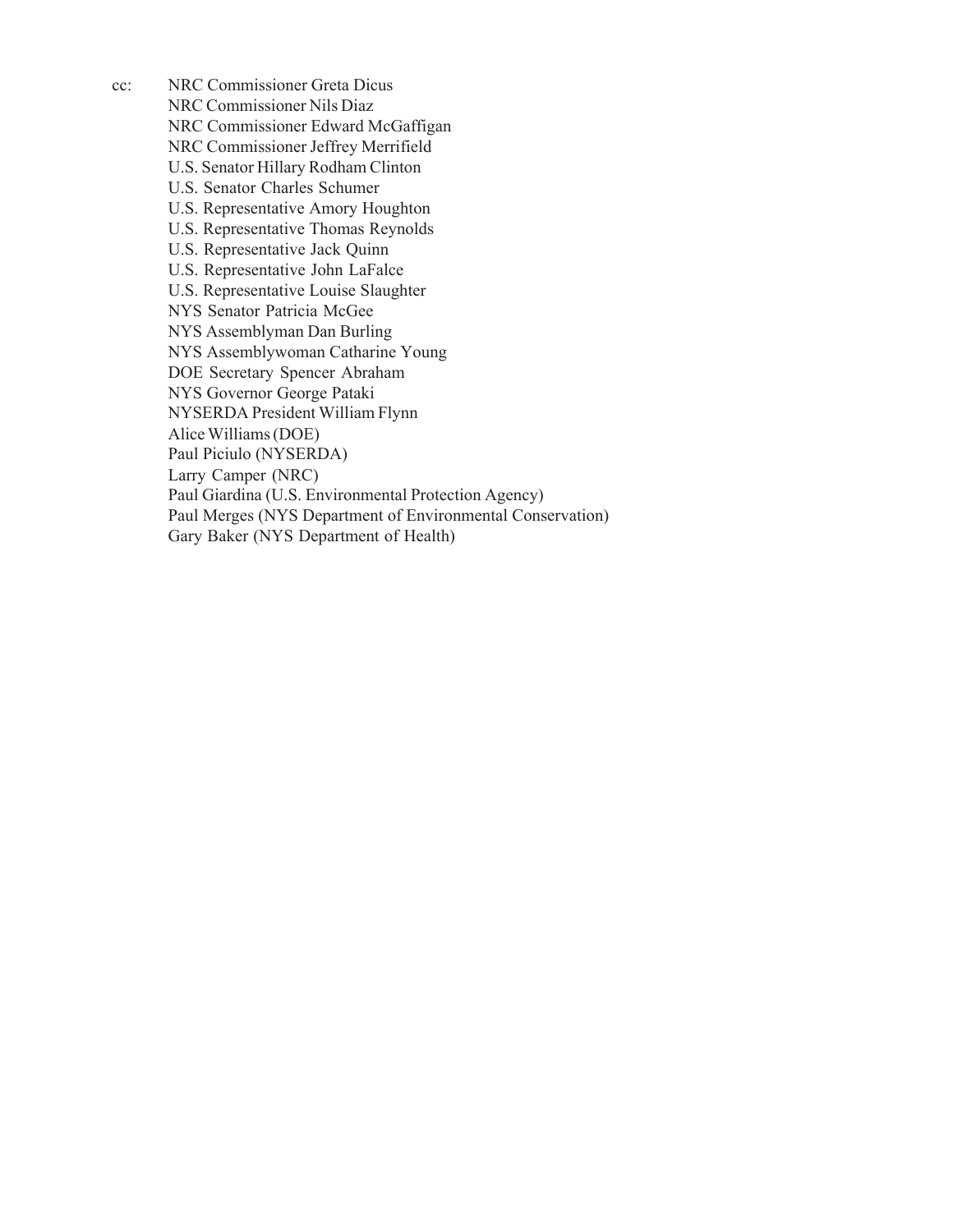cc: NRC Commissioner Greta Dicus
NRC Commissioner Nils Diaz
NRC Commissioner Edward McGaffigan
NRC Commissioner Jeffrey Merrifield
U.S. Senator Hillary Rodham Clinton
U.S. Senator Charles Schumer
U.S. Representative Amory Houghton
U.S. Representative Thomas Reynolds
U.S. Representative Jack Quinn
U.S. Representative John LaFalce
U.S. Representative Louise Slaughter
NYS Senator Patricia McGee
NYS Assemblyman Dan Burling
NYS Assemblywoman Catharine Young
DOE Secretary Spencer Abraham
NYS Governor George Pataki
NYSERDA President William Flynn
Alice Williams (DOE)
Paul Piciulo (NYSERDA)
Larry Camper (NRC)
Paul Giardina (U.S. Environmental Protection Agency)
Paul Merges (NYS Department of Environmental Conservation)
Gary Baker (NYS Department of Health)